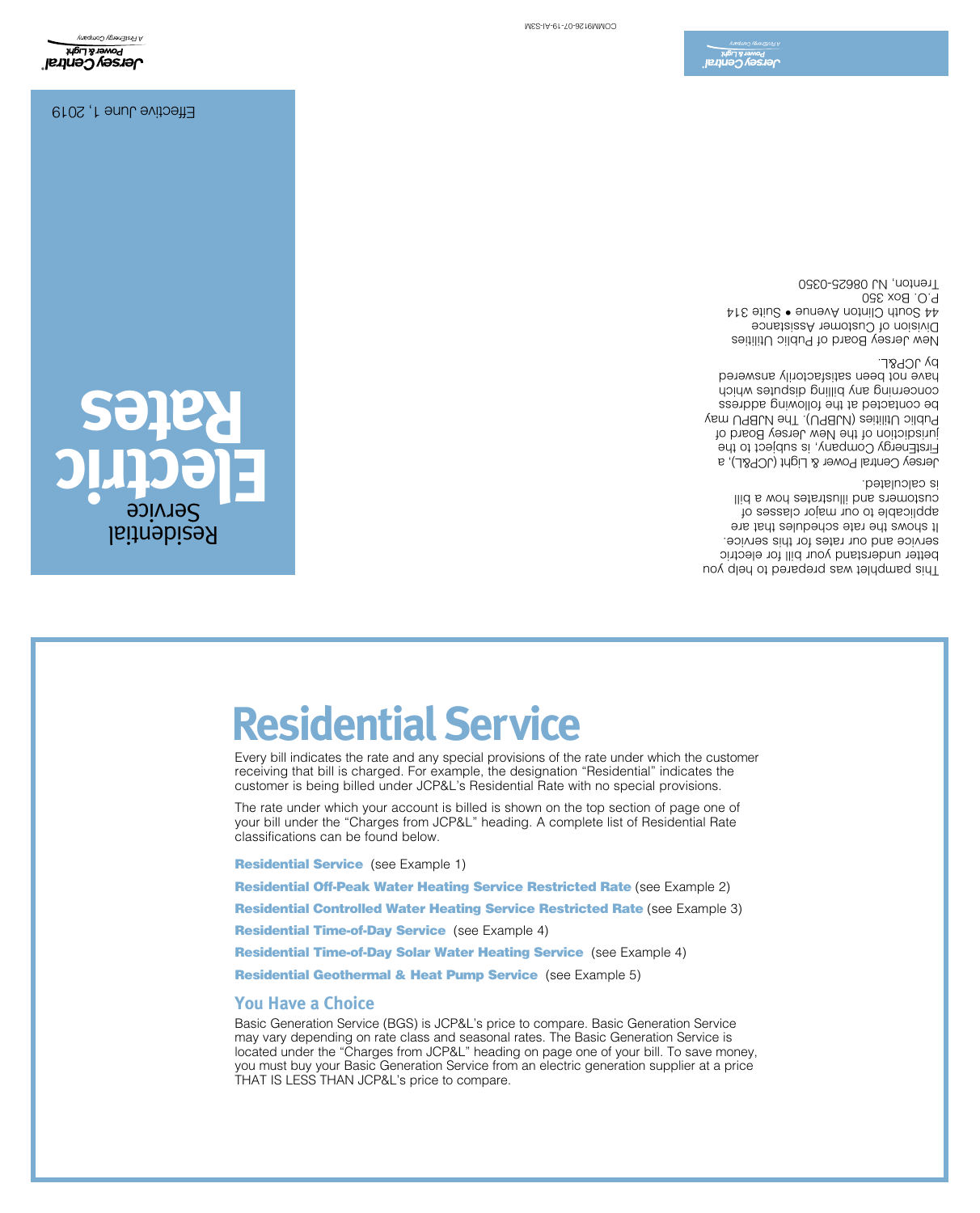# Residential Service

# Electric Rates

Effective June 1, 2019

Jersey Central Power & Light
A FirstEnergy Company

This pamphlet was prepared to help you better understand your bill for electric service and our rates for this service. It shows the rate schedules that are applicable to our major classes of customers and illustrates how a bill is calculated.

Jersey Central Power & Light (JCP&L), a FirstEnergy Company, is subject to the jurisdiction of the New Jersey Board of Public Utilities (NJBPU). The NJBPU may be contacted at the following address concerning any billing disputes which have not been satisfactorily answered by JCP&L.

New Jersey Board of Public Utilities
Division of Customer Assistance
44 South Clinton Avenue • Suite 314
P.O. Box 350
Trenton, NJ 08625-0350

COMM9126-07-19-AI-S3M

# Residential Service

Every bill indicates the rate and any special provisions of the rate under which the customer receiving that bill is charged. For example, the designation "Residential" indicates the customer is being billed under JCP&L's Residential Rate with no special provisions.

The rate under which your account is billed is shown on the top section of page one of your bill under the "Charges from JCP&L" heading. A complete list of Residential Rate classifications can be found below.

**Residential Service** (see Example 1)

**Residential Off-Peak Water Heating Service Restricted Rate** (see Example 2)

**Residential Controlled Water Heating Service Restricted Rate** (see Example 3)

**Residential Time-of-Day Service** (see Example 4)

**Residential Time-of-Day Solar Water Heating Service** (see Example 4)

**Residential Geothermal & Heat Pump Service** (see Example 5)

## You Have a Choice

Basic Generation Service (BGS) is JCP&L's price to compare. Basic Generation Service may vary depending on rate class and seasonal rates. The Basic Generation Service is located under the "Charges from JCP&L" heading on page one of your bill. To save money, you must buy your Basic Generation Service from an electric generation supplier at a price THAT IS LESS THAN JCP&L's price to compare.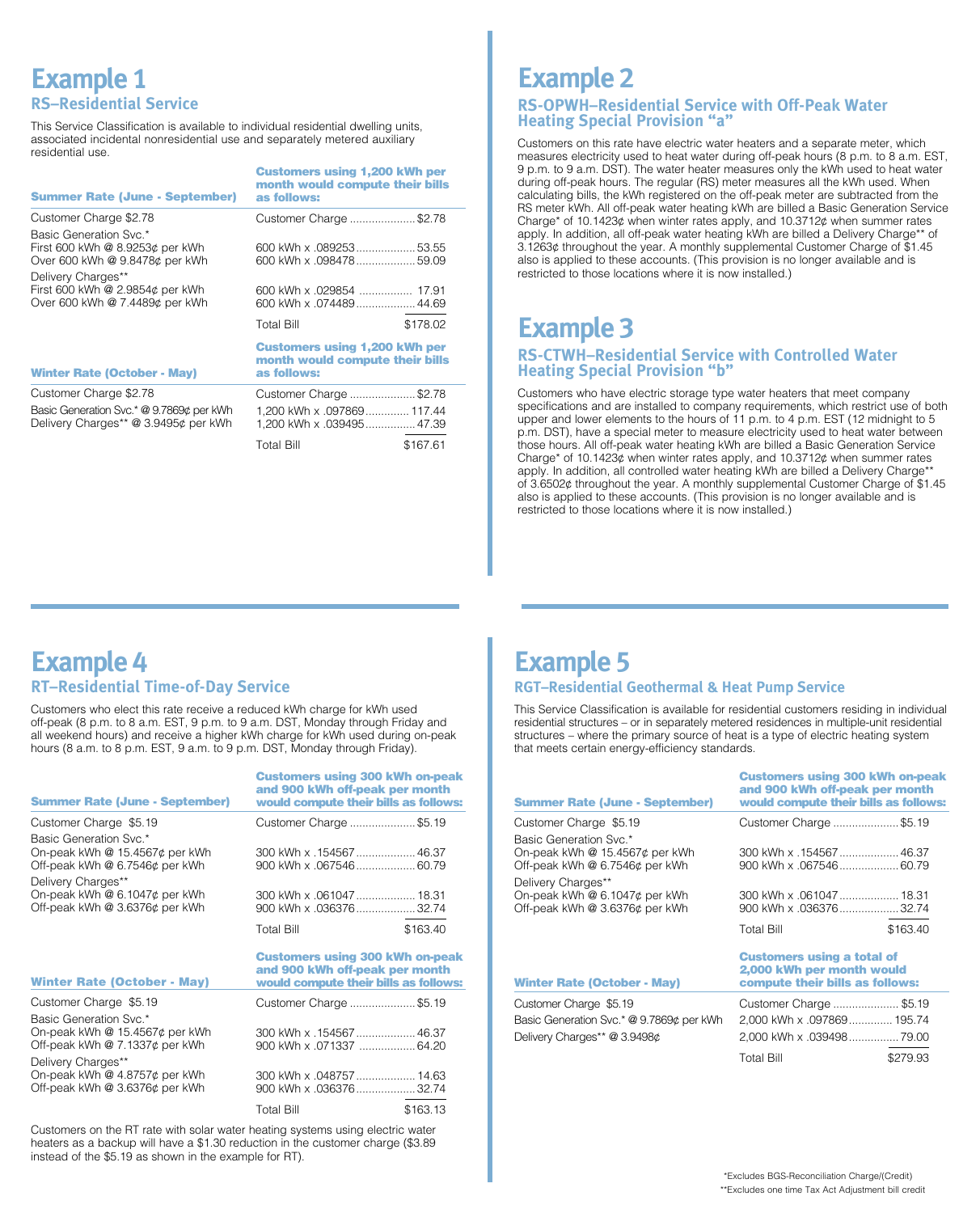# Example 1

## RS–Residential Service

This Service Classification is available to individual residential dwelling units, associated incidental nonresidential use and separately metered auxiliary residential use.

| Summer Rate (June - September) | Customers using 1,200 kWh per month would compute their bills as follows: | |
|---|---|---|
| Customer Charge $2.78 | Customer Charge | $2.78 |
| Basic Generation Svc.* | | |
| First 600 kWh @ 8.9253¢ per kWh | 600 kWh x .089253 | 53.55 |
| Over 600 kWh @ 9.8478¢ per kWh | 600 kWh x .098478 | 59.09 |
| Delivery Charges** | | |
| First 600 kWh @ 2.9854¢ per kWh | 600 kWh x .029854 | 17.91 |
| Over 600 kWh @ 7.4489¢ per kWh | 600 kWh x .074489 | 44.69 |
| | Total Bill | $178.02 |

| Winter Rate (October - May) | Customers using 1,200 kWh per month would compute their bills as follows: | |
|---|---|---|
| Customer Charge $2.78 | Customer Charge | $2.78 |
| Basic Generation Svc.* @ 9.7869¢ per kWh | 1,200 kWh x .097869 | 117.44 |
| Delivery Charges** @ 3.9495¢ per kWh | 1,200 kWh x .039495 | 47.39 |
| | Total Bill | $167.61 |

# Example 2

## RS-OPWH–Residential Service with Off-Peak Water Heating Special Provision "a"

Customers on this rate have electric water heaters and a separate meter, which measures electricity used to heat water during off-peak hours (8 p.m. to 8 a.m. EST, 9 p.m. to 9 a.m. DST). The water heater measures only the kWh used to heat water during off-peak hours. The regular (RS) meter measures all the kWh used. When calculating bills, the kWh registered on the off-peak meter are subtracted from the RS meter kWh. All off-peak water heating kWh are billed a Basic Generation Service Charge* of 10.1423¢ when winter rates apply, and 10.3712¢ when summer rates apply. In addition, all off-peak water heating kWh are billed a Delivery Charge** of 3.1263¢ throughout the year. A monthly supplemental Customer Charge of $1.45 also is applied to these accounts. (This provision is no longer available and is restricted to those locations where it is now installed.)

# Example 3

## RS-CTWH–Residential Service with Controlled Water Heating Special Provision "b"

Customers who have electric storage type water heaters that meet company specifications and are installed to company requirements, which restrict use of both upper and lower elements to the hours of 11 p.m. to 4 p.m. EST (12 midnight to 5 p.m. DST), have a special meter to measure electricity used to heat water between those hours. All off-peak water heating kWh are billed a Basic Generation Service Charge* of 10.1423¢ when winter rates apply, and 10.3712¢ when summer rates apply. In addition, all controlled water heating kWh are billed a Delivery Charge** of 3.6502¢ throughout the year. A monthly supplemental Customer Charge of $1.45 also is applied to these accounts. (This provision is no longer available and is restricted to those locations where it is now installed.)

# Example 4

## RT–Residential Time-of-Day Service

Customers who elect this rate receive a reduced kWh charge for kWh used off-peak (8 p.m. to 8 a.m. EST, 9 p.m. to 9 a.m. DST, Monday through Friday and all weekend hours) and receive a higher kWh charge for kWh used during on-peak hours (8 a.m. to 8 p.m. EST, 9 a.m. to 9 p.m. DST, Monday through Friday).

| Summer Rate (June - September) | Customers using 300 kWh on-peak and 900 kWh off-peak per month would compute their bills as follows: | |
|---|---|---|
| Customer Charge $5.19 | Customer Charge | $5.19 |
| Basic Generation Svc.* | | |
| On-peak kWh @ 15.4567¢ per kWh | 300 kWh x .154567 | 46.37 |
| Off-peak kWh @ 6.7546¢ per kWh | 900 kWh x .067546 | 60.79 |
| Delivery Charges** | | |
| On-peak kWh @ 6.1047¢ per kWh | 300 kWh x .061047 | 18.31 |
| Off-peak kWh @ 3.6376¢ per kWh | 900 kWh x .036376 | 32.74 |
| | Total Bill | $163.40 |

| Winter Rate (October - May) | Customers using 300 kWh on-peak and 900 kWh off-peak per month would compute their bills as follows: | |
|---|---|---|
| Customer Charge $5.19 | Customer Charge | $5.19 |
| Basic Generation Svc.* | | |
| On-peak kWh @ 15.4567¢ per kWh | 300 kWh x .154567 | 46.37 |
| Off-peak kWh @ 7.1337¢ per kWh | 900 kWh x .071337 | 64.20 |
| Delivery Charges** | | |
| On-peak kWh @ 4.8757¢ per kWh | 300 kWh x .048757 | 14.63 |
| Off-peak kWh @ 3.6376¢ per kWh | 900 kWh x .036376 | 32.74 |
| | Total Bill | $163.13 |

Customers on the RT rate with solar water heating systems using electric water heaters as a backup will have a $1.30 reduction in the customer charge ($3.89 instead of the $5.19 as shown in the example for RT).

# Example 5

## RGT–Residential Geothermal & Heat Pump Service

This Service Classification is available for residential customers residing in individual residential structures – or in separately metered residences in multiple-unit residential structures – where the primary source of heat is a type of electric heating system that meets certain energy-efficiency standards.

| Summer Rate (June - September) | Customers using 300 kWh on-peak and 900 kWh off-peak per month would compute their bills as follows: | |
|---|---|---|
| Customer Charge $5.19 | Customer Charge | $5.19 |
| Basic Generation Svc.* | | |
| On-peak kWh @ 15.4567¢ per kWh | 300 kWh x .154567 | 46.37 |
| Off-peak kWh @ 6.7546¢ per kWh | 900 kWh x .067546 | 60.79 |
| Delivery Charges** | | |
| On-peak kWh @ 6.1047¢ per kWh | 300 kWh x .061047 | 18.31 |
| Off-peak kWh @ 3.6376¢ per kWh | 900 kWh x .036376 | 32.74 |
| | Total Bill | $163.40 |

| Winter Rate (October - May) | Customers using a total of 2,000 kWh per month would compute their bills as follows: | |
|---|---|---|
| Customer Charge $5.19 | Customer Charge | $5.19 |
| Basic Generation Svc.* @ 9.7869¢ per kWh | 2,000 kWh x .097869 | 195.74 |
| Delivery Charges** @ 3.9498¢ | 2,000 kWh x .039498 | 79.00 |
| | Total Bill | $279.93 |

*Excludes BGS-Reconciliation Charge/(Credit)

**Excludes one time Tax Act Adjustment bill credit